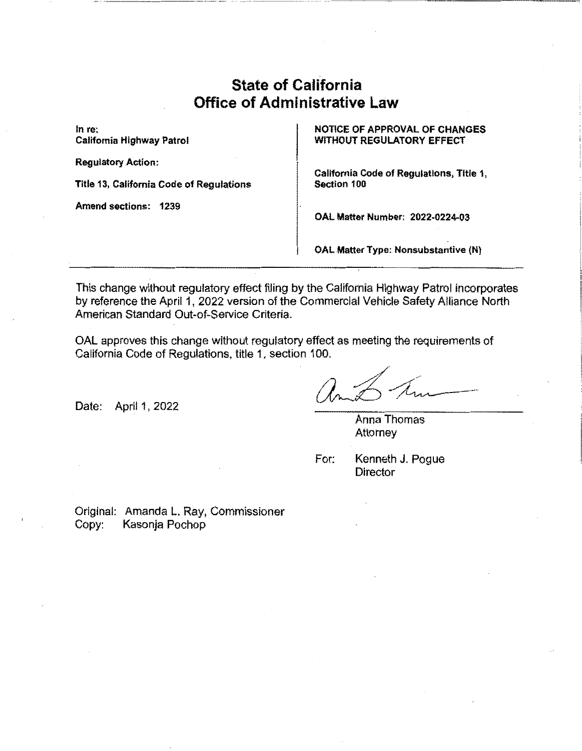# State of California
# Office of Administrative Law

| | |
|---|---|
| **In re:**<br>**California Highway Patrol**<br><br>**Regulatory Action:**<br><br>**Title 13, California Code of Regulations**<br><br>**Amend sections: 1239** | **NOTICE OF APPROVAL OF CHANGES WITHOUT REGULATORY EFFECT**<br><br>**California Code of Regulations, Title 1, Section 100**<br><br>**OAL Matter Number: 2022-0224-03**<br><br>**OAL Matter Type: Nonsubstantive (N)** |

---

This change without regulatory effect filing by the California Highway Patrol incorporates by reference the April 1, 2022 version of the Commercial Vehicle Safety Alliance North American Standard Out-of-Service Criteria.

OAL approves this change without regulatory effect as meeting the requirements of California Code of Regulations, title 1, section 100.

Date: April 1, 2022

Anna Thomas
Attorney

For: Kenneth J. Pogue
Director

Original: Amanda L. Ray, Commissioner
Copy: Kasonja Pochop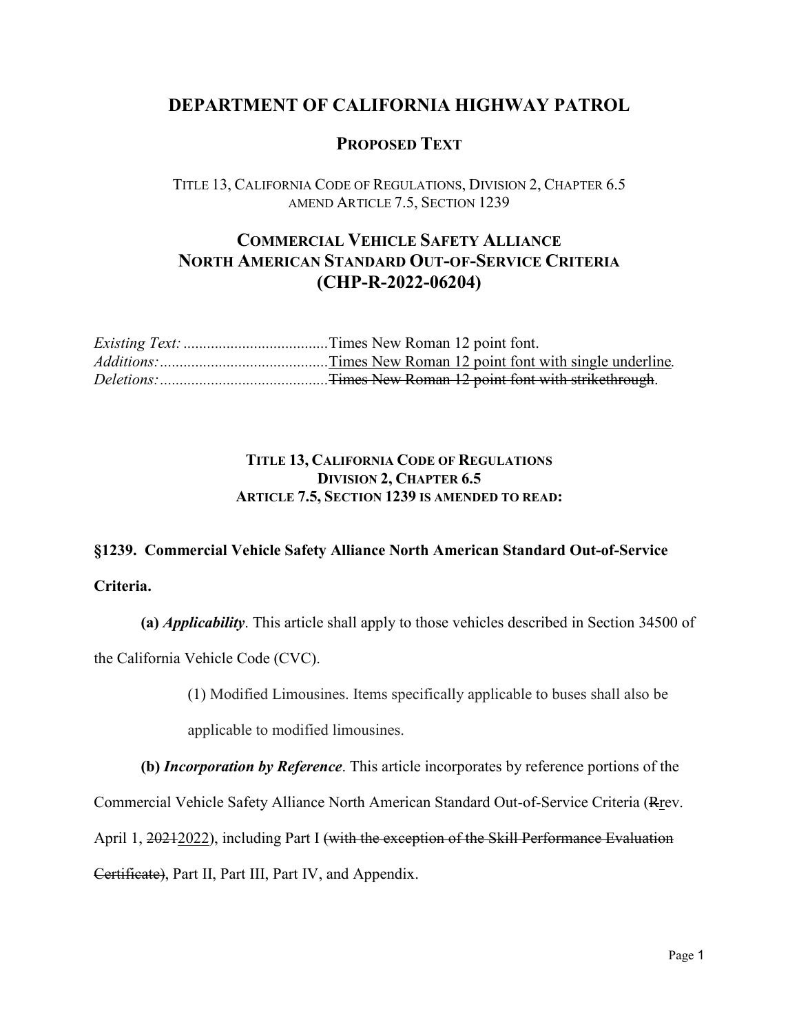# DEPARTMENT OF CALIFORNIA HIGHWAY PATROL

## PROPOSED TEXT

TITLE 13, CALIFORNIA CODE OF REGULATIONS, DIVISION 2, CHAPTER 6.5
AMEND ARTICLE 7.5, SECTION 1239

## COMMERCIAL VEHICLE SAFETY ALLIANCE NORTH AMERICAN STANDARD OUT-OF-SERVICE CRITERIA (CHP-R-2022-06204)

*Existing Text:* .................................... Times New Roman 12 point font.
*Additions:* .......................................... <u>Times New Roman 12 point font with single underline</u>.
*Deletions:* .......................................... ~~Times New Roman 12 point font with strikethrough~~.

**TITLE 13, CALIFORNIA CODE OF REGULATIONS**
**DIVISION 2, CHAPTER 6.5**
**ARTICLE 7.5, SECTION 1239 IS AMENDED TO READ:**

**§1239. Commercial Vehicle Safety Alliance North American Standard Out-of-Service Criteria.**

**(a)** ***Applicability***. This article shall apply to those vehicles described in Section 34500 of the California Vehicle Code (CVC).

(1) Modified Limousines. Items specifically applicable to buses shall also be applicable to modified limousines.

**(b)** ***Incorporation by Reference***. This article incorporates by reference portions of the Commercial Vehicle Safety Alliance North American Standard Out-of-Service Criteria (~~R~~<u>r</u>ev. April 1, ~~2021~~<u>2022</u>), including Part I ~~(with the exception of the Skill Performance Evaluation Certificate)~~, Part II, Part III, Part IV, and Appendix.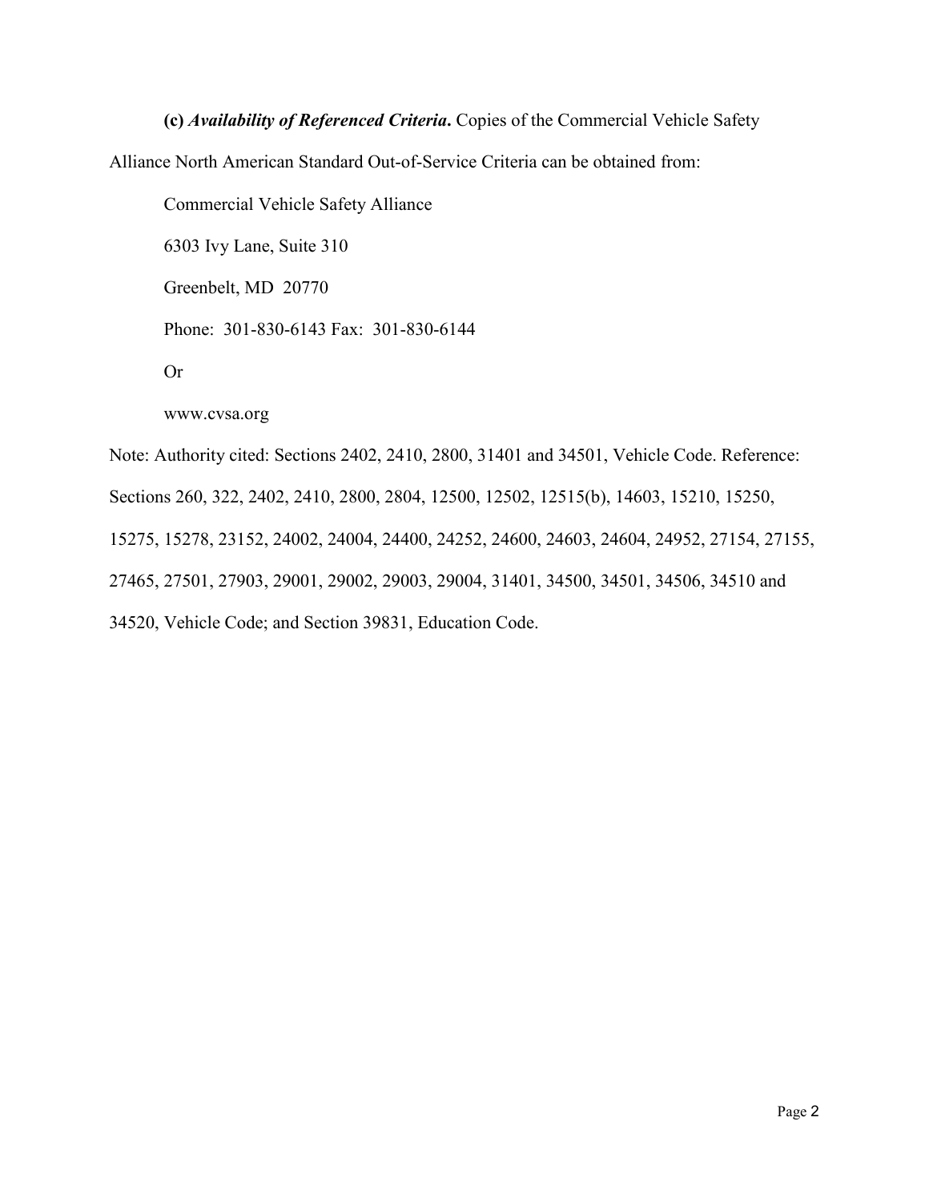**(c)** ***Availability of Referenced Criteria*****.** Copies of the Commercial Vehicle Safety Alliance North American Standard Out-of-Service Criteria can be obtained from:

Commercial Vehicle Safety Alliance

6303 Ivy Lane, Suite 310

Greenbelt, MD 20770

Phone: 301-830-6143 Fax: 301-830-6144

Or

www.cvsa.org

Note: Authority cited: Sections 2402, 2410, 2800, 31401 and 34501, Vehicle Code. Reference: Sections 260, 322, 2402, 2410, 2800, 2804, 12500, 12502, 12515(b), 14603, 15210, 15250, 15275, 15278, 23152, 24002, 24004, 24400, 24252, 24600, 24603, 24604, 24952, 27154, 27155, 27465, 27501, 27903, 29001, 29002, 29003, 29004, 31401, 34500, 34501, 34506, 34510 and 34520, Vehicle Code; and Section 39831, Education Code.